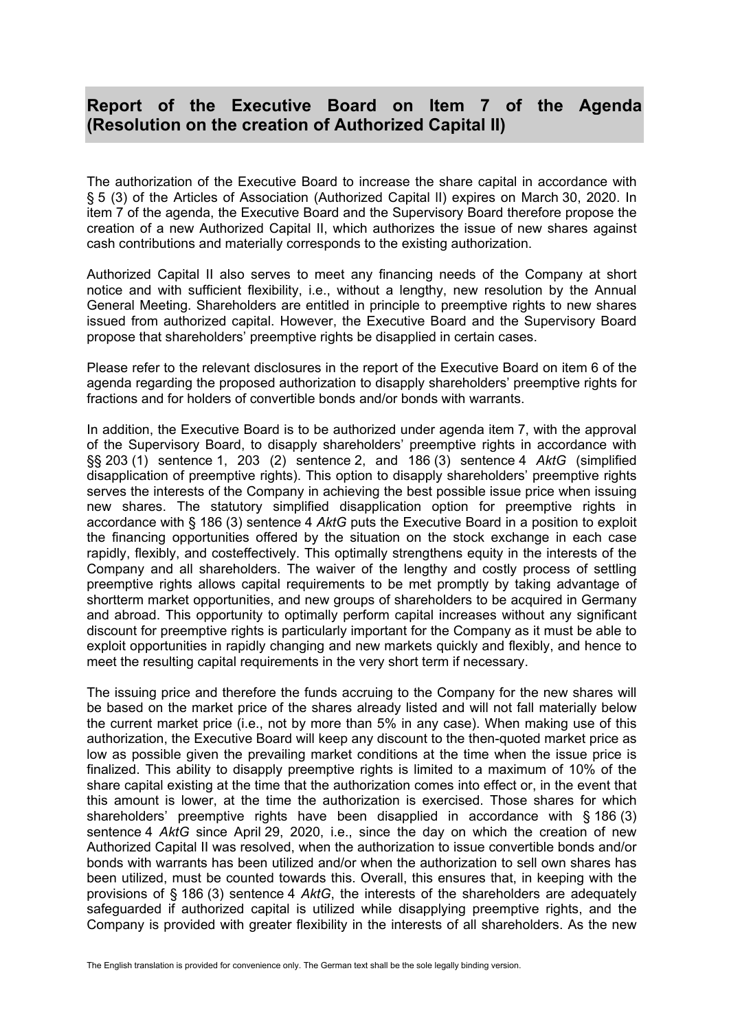## Report of the Executive Board on Item 7 of the Agenda (Resolution on the creation of Authorized Capital II)

The authorization of the Executive Board to increase the share capital in accordance with § 5 (3) of the Articles of Association (Authorized Capital II) expires on March 30, 2020. In item 7 of the agenda, the Executive Board and the Supervisory Board therefore propose the creation of a new Authorized Capital II, which authorizes the issue of new shares against cash contributions and materially corresponds to the existing authorization.

Authorized Capital II also serves to meet any financing needs of the Company at short notice and with sufficient flexibility, i.e., without a lengthy, new resolution by the Annual General Meeting. Shareholders are entitled in principle to preemptive rights to new shares issued from authorized capital. However, the Executive Board and the Supervisory Board propose that shareholders' preemptive rights be disapplied in certain cases.

Please refer to the relevant disclosures in the report of the Executive Board on item 6 of the agenda regarding the proposed authorization to disapply shareholders' preemptive rights for fractions and for holders of convertible bonds and/or bonds with warrants.

In addition, the Executive Board is to be authorized under agenda item 7, with the approval of the Supervisory Board, to disapply shareholders' preemptive rights in accordance with §§ 203 (1) sentence 1, 203 (2) sentence 2, and 186 (3) sentence 4 *AktG* (simplified disapplication of preemptive rights). This option to disapply shareholders' preemptive rights serves the interests of the Company in achieving the best possible issue price when issuing new shares. The statutory simplified disapplication option for preemptive rights in accordance with § 186 (3) sentence 4 *AktG* puts the Executive Board in a position to exploit the financing opportunities offered by the situation on the stock exchange in each case rapidly, flexibly, and costeffectively. This optimally strengthens equity in the interests of the Company and all shareholders. The waiver of the lengthy and costly process of settling preemptive rights allows capital requirements to be met promptly by taking advantage of shortterm market opportunities, and new groups of shareholders to be acquired in Germany and abroad. This opportunity to optimally perform capital increases without any significant discount for preemptive rights is particularly important for the Company as it must be able to exploit opportunities in rapidly changing and new markets quickly and flexibly, and hence to meet the resulting capital requirements in the very short term if necessary.

The issuing price and therefore the funds accruing to the Company for the new shares will be based on the market price of the shares already listed and will not fall materially below the current market price (i.e., not by more than 5% in any case). When making use of this authorization, the Executive Board will keep any discount to the then-quoted market price as low as possible given the prevailing market conditions at the time when the issue price is finalized. This ability to disapply preemptive rights is limited to a maximum of 10% of the share capital existing at the time that the authorization comes into effect or, in the event that this amount is lower, at the time the authorization is exercised. Those shares for which shareholders' preemptive rights have been disapplied in accordance with § 186 (3) sentence 4 *AktG* since April 29, 2020, i.e., since the day on which the creation of new Authorized Capital II was resolved, when the authorization to issue convertible bonds and/or bonds with warrants has been utilized and/or when the authorization to sell own shares has been utilized, must be counted towards this. Overall, this ensures that, in keeping with the provisions of § 186 (3) sentence 4 *AktG*, the interests of the shareholders are adequately safeguarded if authorized capital is utilized while disapplying preemptive rights, and the Company is provided with greater flexibility in the interests of all shareholders. As the new

The English translation is provided for convenience only. The German text shall be the sole legally binding version.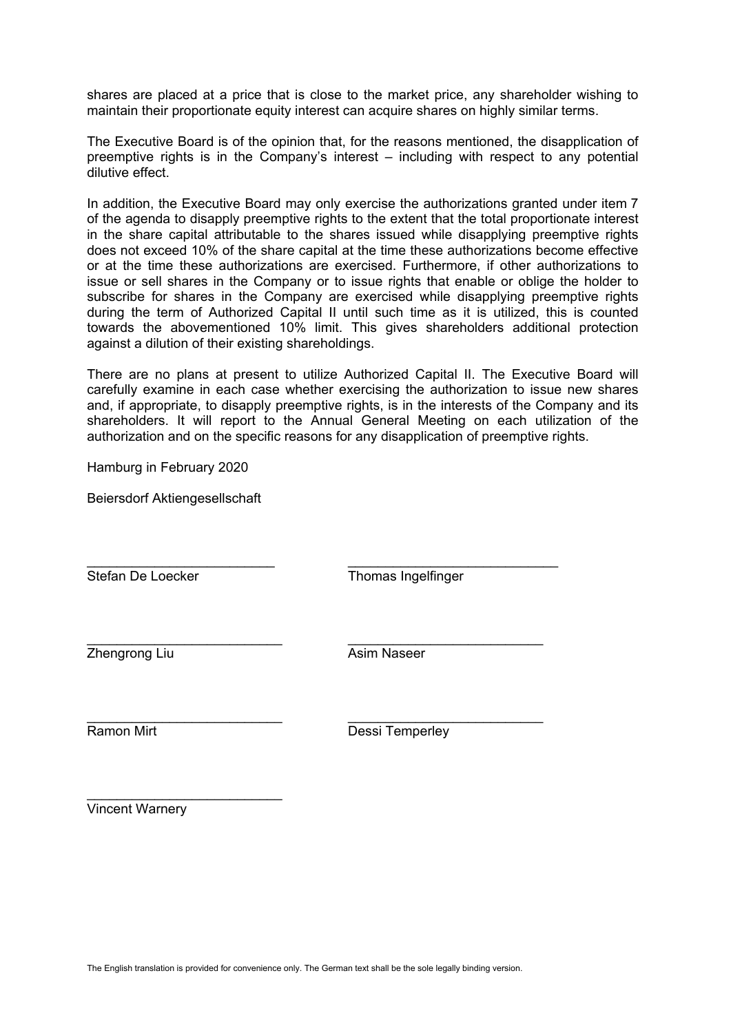shares are placed at a price that is close to the market price, any shareholder wishing to maintain their proportionate equity interest can acquire shares on highly similar terms.

The Executive Board is of the opinion that, for the reasons mentioned, the disapplication of preemptive rights is in the Company's interest – including with respect to any potential dilutive effect.

In addition, the Executive Board may only exercise the authorizations granted under item 7 of the agenda to disapply preemptive rights to the extent that the total proportionate interest in the share capital attributable to the shares issued while disapplying preemptive rights does not exceed 10% of the share capital at the time these authorizations become effective or at the time these authorizations are exercised. Furthermore, if other authorizations to issue or sell shares in the Company or to issue rights that enable or oblige the holder to subscribe for shares in the Company are exercised while disapplying preemptive rights during the term of Authorized Capital II until such time as it is utilized, this is counted towards the abovementioned 10% limit. This gives shareholders additional protection against a dilution of their existing shareholdings.

There are no plans at present to utilize Authorized Capital II. The Executive Board will carefully examine in each case whether exercising the authorization to issue new shares and, if appropriate, to disapply preemptive rights, is in the interests of the Company and its shareholders. It will report to the Annual General Meeting on each utilization of the authorization and on the specific reasons for any disapplication of preemptive rights.

Hamburg in February 2020

Beiersdorf Aktiengesellschaft

| | |
|---|---|
| Stefan De Loecker | Thomas Ingelfinger |
| Zhengrong Liu | Asim Naseer |
| Ramon Mirt | Dessi Temperley |
| Vincent Warnery | |

The English translation is provided for convenience only. The German text shall be the sole legally binding version.